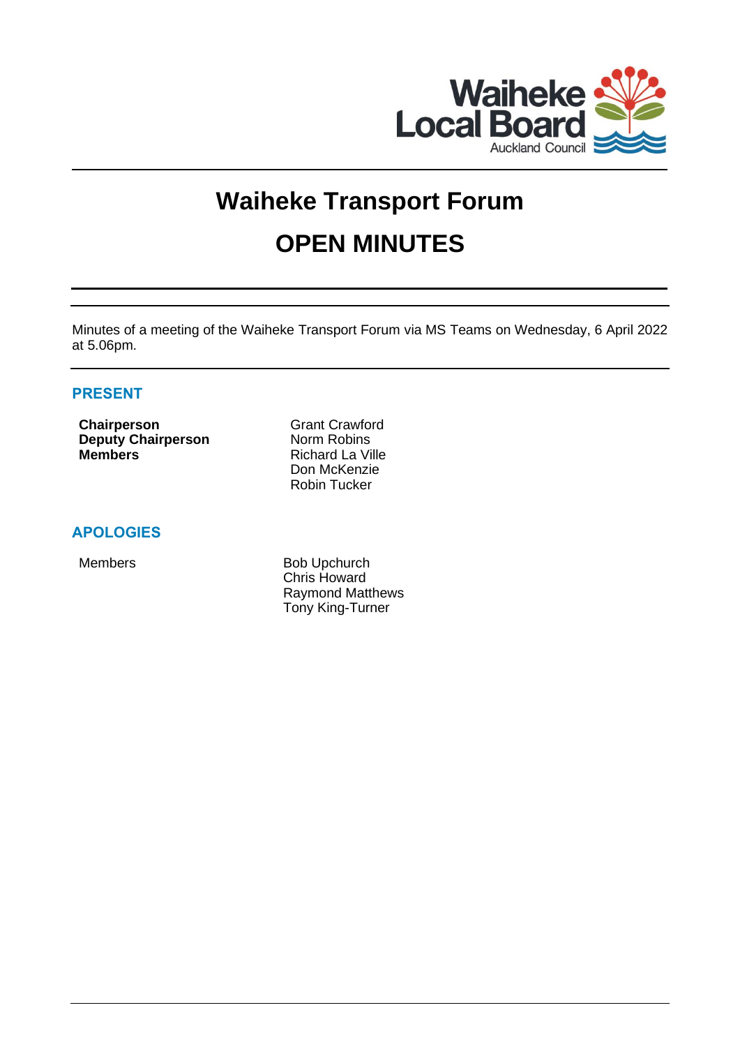# Waiheke Transport Forum

# OPEN MINUTES

Minutes of a meeting of the Waiheke Transport Forum via MS Teams on Wednesday, 6 April 2022 at 5.06pm.

## PRESENT

| | |
|---|---|
| **Chairperson** | Grant Crawford |
| **Deputy Chairperson** | Norm Robins |
| **Members** | Richard La Ville |
| | Don McKenzie |
| | Robin Tucker |

## APOLOGIES

| | |
|---|---|
| Members | Bob Upchurch |
| | Chris Howard |
| | Raymond Matthews |
| | Tony King-Turner |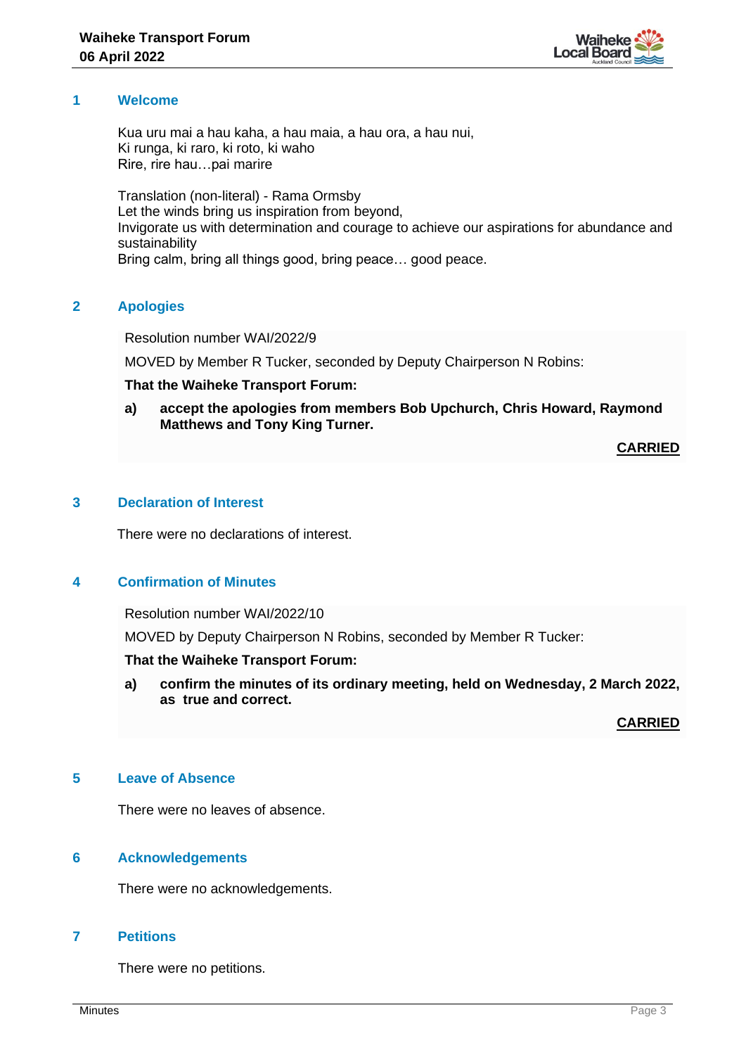## 1 Welcome

Kua uru mai a hau kaha, a hau maia, a hau ora, a hau nui,
Ki runga, ki raro, ki roto, ki waho
Rire, rire hau…pai marire

Translation (non-literal) - Rama Ormsby
Let the winds bring us inspiration from beyond,
Invigorate us with determination and courage to achieve our aspirations for abundance and sustainability
Bring calm, bring all things good, bring peace… good peace.

## 2 Apologies

Resolution number WAI/2022/9

MOVED by Member R Tucker, seconded by Deputy Chairperson N Robins:

**That the Waiheke Transport Forum:**

**a) accept the apologies from members Bob Upchurch, Chris Howard, Raymond Matthews and Tony King Turner.**

**CARRIED**

## 3 Declaration of Interest

There were no declarations of interest.

## 4 Confirmation of Minutes

Resolution number WAI/2022/10

MOVED by Deputy Chairperson N Robins, seconded by Member R Tucker:

**That the Waiheke Transport Forum:**

**a) confirm the minutes of its ordinary meeting, held on Wednesday, 2 March 2022, as true and correct.**

**CARRIED**

## 5 Leave of Absence

There were no leaves of absence.

## 6 Acknowledgements

There were no acknowledgements.

## 7 Petitions

There were no petitions.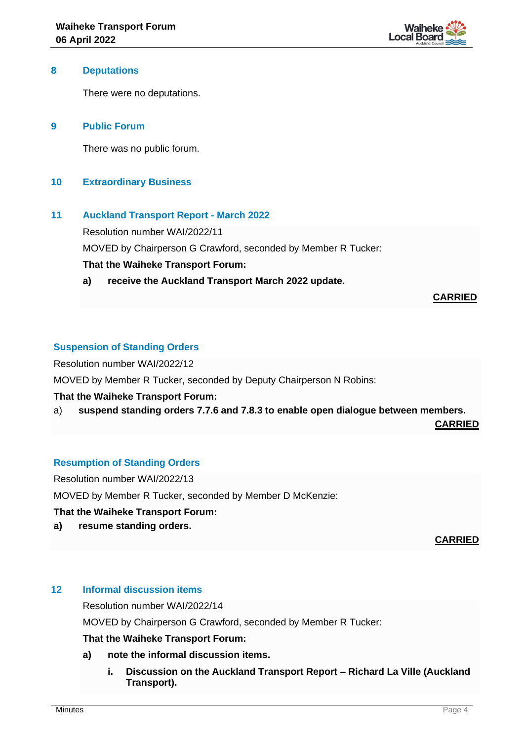## 8 Deputations

There were no deputations.

## 9 Public Forum

There was no public forum.

## 10 Extraordinary Business

## 11 Auckland Transport Report - March 2022

Resolution number WAI/2022/11

MOVED by Chairperson G Crawford, seconded by Member R Tucker:

**That the Waiheke Transport Forum:**

**a) receive the Auckland Transport March 2022 update.**

**CARRIED**

### Suspension of Standing Orders

Resolution number WAI/2022/12

MOVED by Member R Tucker, seconded by Deputy Chairperson N Robins:

**That the Waiheke Transport Forum:**

a) **suspend standing orders 7.7.6 and 7.8.3 to enable open dialogue between members.**

**CARRIED**

### Resumption of Standing Orders

Resolution number WAI/2022/13

MOVED by Member R Tucker, seconded by Member D McKenzie:

**That the Waiheke Transport Forum:**

**a) resume standing orders.**

**CARRIED**

## 12 Informal discussion items

Resolution number WAI/2022/14

MOVED by Chairperson G Crawford, seconded by Member R Tucker:

**That the Waiheke Transport Forum:**

**a) note the informal discussion items.**

**i. Discussion on the Auckland Transport Report – Richard La Ville (Auckland Transport).**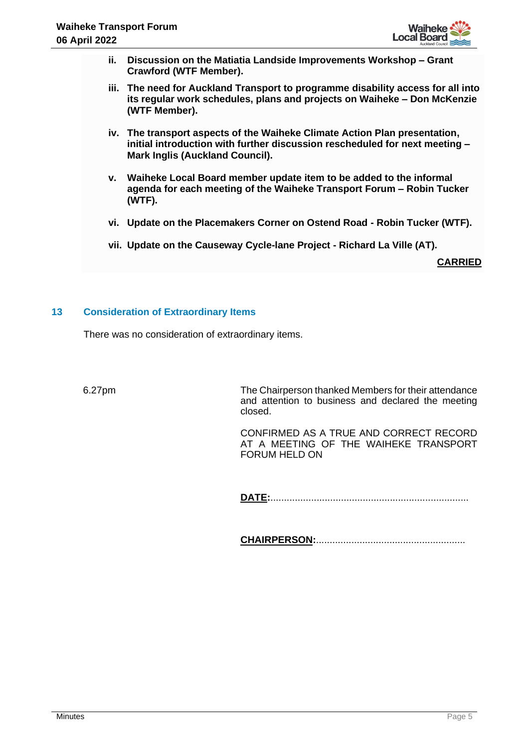**ii. Discussion on the Matiatia Landside Improvements Workshop – Grant Crawford (WTF Member).**

**iii. The need for Auckland Transport to programme disability access for all into its regular work schedules, plans and projects on Waiheke – Don McKenzie (WTF Member).**

**iv. The transport aspects of the Waiheke Climate Action Plan presentation, initial introduction with further discussion rescheduled for next meeting – Mark Inglis (Auckland Council).**

**v. Waiheke Local Board member update item to be added to the informal agenda for each meeting of the Waiheke Transport Forum – Robin Tucker (WTF).**

**vi. Update on the Placemakers Corner on Ostend Road - Robin Tucker (WTF).**

**vii. Update on the Causeway Cycle-lane Project - Richard La Ville (AT).**

**CARRIED**

## 13 Consideration of Extraordinary Items

There was no consideration of extraordinary items.

6.27pm

The Chairperson thanked Members for their attendance and attention to business and declared the meeting closed.

CONFIRMED AS A TRUE AND CORRECT RECORD AT A MEETING OF THE WAIHEKE TRANSPORT FORUM HELD ON

**DATE:**.........................................................................

**CHAIRPERSON:**.......................................................